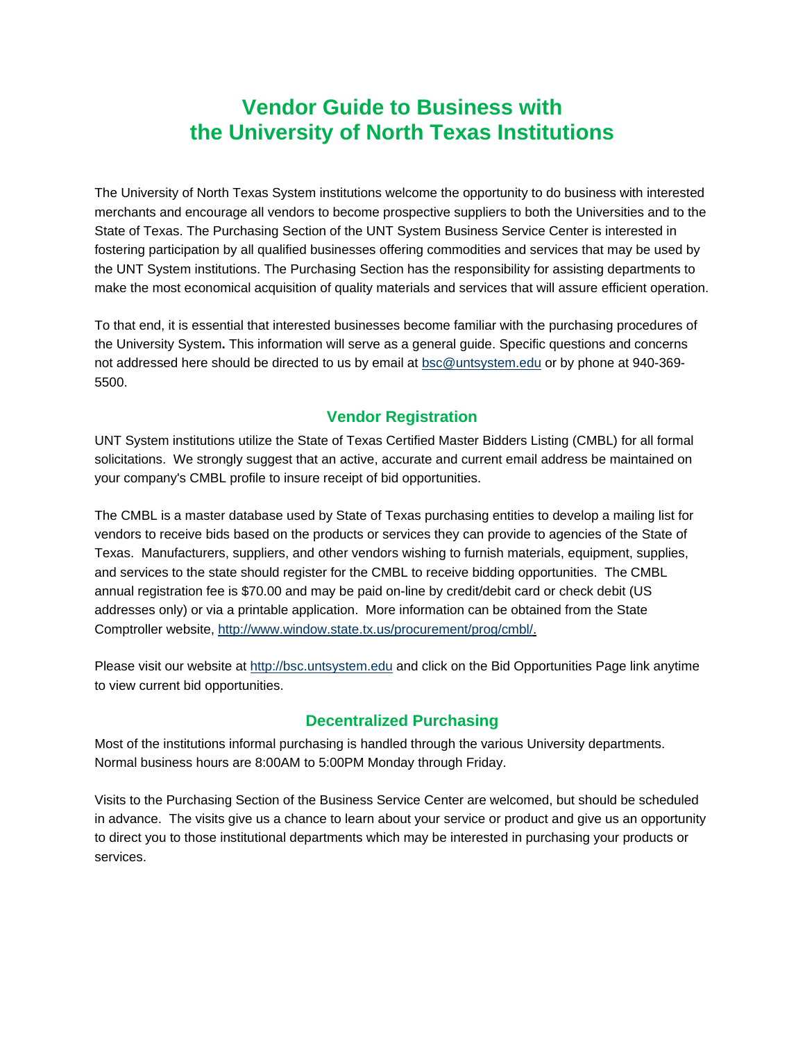# Vendor Guide to Business with the University of North Texas Institutions

The University of North Texas System institutions welcome the opportunity to do business with interested merchants and encourage all vendors to become prospective suppliers to both the Universities and to the State of Texas. The Purchasing Section of the UNT System Business Service Center is interested in fostering participation by all qualified businesses offering commodities and services that may be used by the UNT System institutions. The Purchasing Section has the responsibility for assisting departments to make the most economical acquisition of quality materials and services that will assure efficient operation.

To that end, it is essential that interested businesses become familiar with the purchasing procedures of the University System**.** This information will serve as a general guide. Specific questions and concerns not addressed here should be directed to us by email at bsc@untsystem.edu or by phone at 940-369-5500.

## Vendor Registration

UNT System institutions utilize the State of Texas Certified Master Bidders Listing (CMBL) for all formal solicitations. We strongly suggest that an active, accurate and current email address be maintained on your company's CMBL profile to insure receipt of bid opportunities.

The CMBL is a master database used by State of Texas purchasing entities to develop a mailing list for vendors to receive bids based on the products or services they can provide to agencies of the State of Texas. Manufacturers, suppliers, and other vendors wishing to furnish materials, equipment, supplies, and services to the state should register for the CMBL to receive bidding opportunities. The CMBL annual registration fee is $70.00 and may be paid on-line by credit/debit card or check debit (US addresses only) or via a printable application. More information can be obtained from the State Comptroller website, http://www.window.state.tx.us/procurement/prog/cmbl/.

Please visit our website at http://bsc.untsystem.edu and click on the Bid Opportunities Page link anytime to view current bid opportunities.

## Decentralized Purchasing

Most of the institutions informal purchasing is handled through the various University departments. Normal business hours are 8:00AM to 5:00PM Monday through Friday.

Visits to the Purchasing Section of the Business Service Center are welcomed, but should be scheduled in advance. The visits give us a chance to learn about your service or product and give us an opportunity to direct you to those institutional departments which may be interested in purchasing your products or services.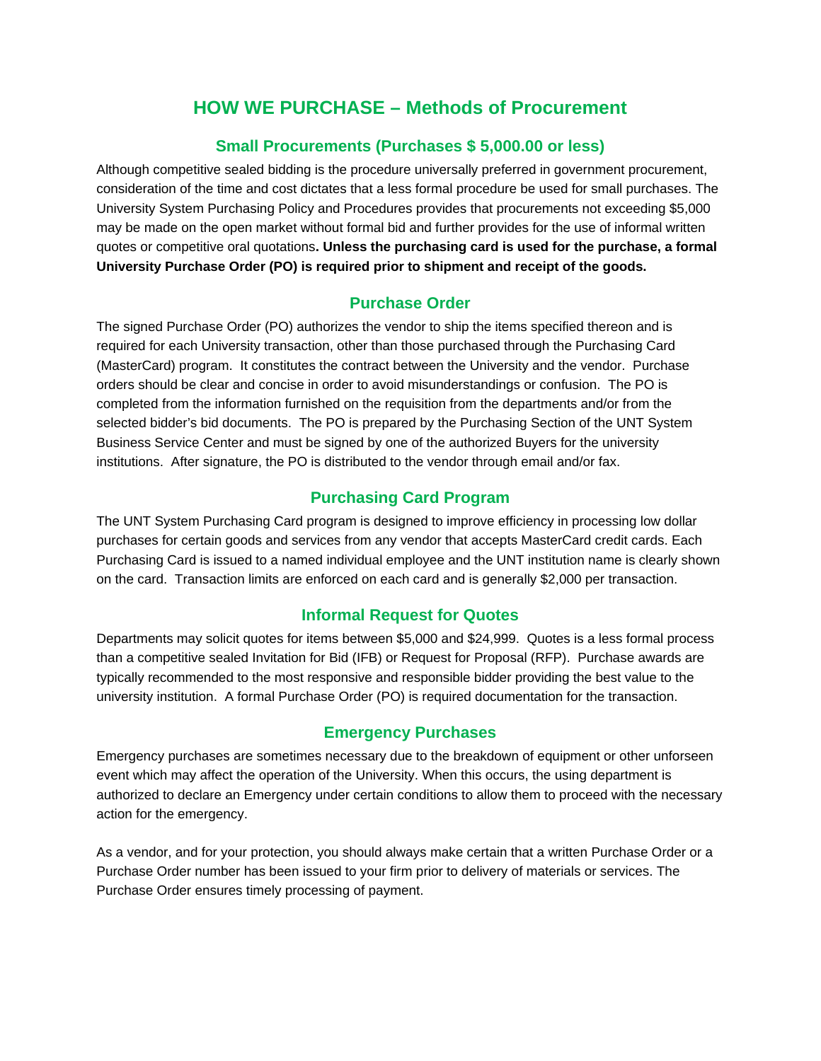# HOW WE PURCHASE – Methods of Procurement

## Small Procurements (Purchases $ 5,000.00 or less)

Although competitive sealed bidding is the procedure universally preferred in government procurement, consideration of the time and cost dictates that a less formal procedure be used for small purchases. The University System Purchasing Policy and Procedures provides that procurements not exceeding $5,000 may be made on the open market without formal bid and further provides for the use of informal written quotes or competitive oral quotations**. Unless the purchasing card is used for the purchase, a formal University Purchase Order (PO) is required prior to shipment and receipt of the goods.**

## Purchase Order

The signed Purchase Order (PO) authorizes the vendor to ship the items specified thereon and is required for each University transaction, other than those purchased through the Purchasing Card (MasterCard) program. It constitutes the contract between the University and the vendor. Purchase orders should be clear and concise in order to avoid misunderstandings or confusion. The PO is completed from the information furnished on the requisition from the departments and/or from the selected bidder's bid documents. The PO is prepared by the Purchasing Section of the UNT System Business Service Center and must be signed by one of the authorized Buyers for the university institutions. After signature, the PO is distributed to the vendor through email and/or fax.

## Purchasing Card Program

The UNT System Purchasing Card program is designed to improve efficiency in processing low dollar purchases for certain goods and services from any vendor that accepts MasterCard credit cards. Each Purchasing Card is issued to a named individual employee and the UNT institution name is clearly shown on the card. Transaction limits are enforced on each card and is generally $2,000 per transaction.

## Informal Request for Quotes

Departments may solicit quotes for items between $5,000 and $24,999. Quotes is a less formal process than a competitive sealed Invitation for Bid (IFB) or Request for Proposal (RFP). Purchase awards are typically recommended to the most responsive and responsible bidder providing the best value to the university institution. A formal Purchase Order (PO) is required documentation for the transaction.

## Emergency Purchases

Emergency purchases are sometimes necessary due to the breakdown of equipment or other unforseen event which may affect the operation of the University. When this occurs, the using department is authorized to declare an Emergency under certain conditions to allow them to proceed with the necessary action for the emergency.

As a vendor, and for your protection, you should always make certain that a written Purchase Order or a Purchase Order number has been issued to your firm prior to delivery of materials or services. The Purchase Order ensures timely processing of payment.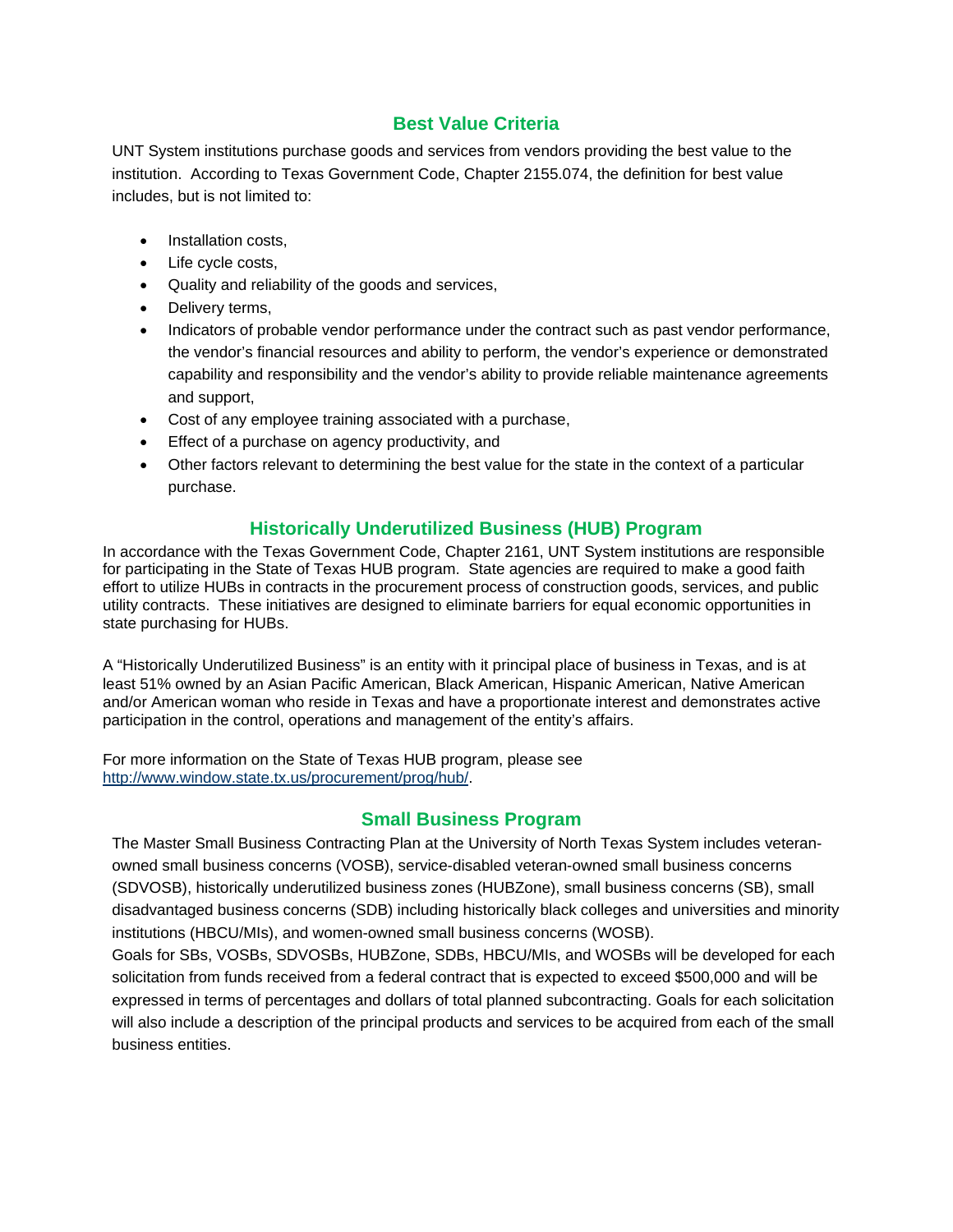## Best Value Criteria

UNT System institutions purchase goods and services from vendors providing the best value to the institution. According to Texas Government Code, Chapter 2155.074, the definition for best value includes, but is not limited to:

- Installation costs,
- Life cycle costs,
- Quality and reliability of the goods and services,
- Delivery terms,
- Indicators of probable vendor performance under the contract such as past vendor performance, the vendor's financial resources and ability to perform, the vendor's experience or demonstrated capability and responsibility and the vendor's ability to provide reliable maintenance agreements and support,
- Cost of any employee training associated with a purchase,
- Effect of a purchase on agency productivity, and
- Other factors relevant to determining the best value for the state in the context of a particular purchase.

## Historically Underutilized Business (HUB) Program

In accordance with the Texas Government Code, Chapter 2161, UNT System institutions are responsible for participating in the State of Texas HUB program. State agencies are required to make a good faith effort to utilize HUBs in contracts in the procurement process of construction goods, services, and public utility contracts. These initiatives are designed to eliminate barriers for equal economic opportunities in state purchasing for HUBs.

A "Historically Underutilized Business" is an entity with it principal place of business in Texas, and is at least 51% owned by an Asian Pacific American, Black American, Hispanic American, Native American and/or American woman who reside in Texas and have a proportionate interest and demonstrates active participation in the control, operations and management of the entity's affairs.

For more information on the State of Texas HUB program, please see [http://www.window.state.tx.us/procurement/prog/hub/](http://www.window.state.tx.us/procurement/prog/hub/).

## Small Business Program

The Master Small Business Contracting Plan at the University of North Texas System includes veteran-owned small business concerns (VOSB), service-disabled veteran-owned small business concerns (SDVOSB), historically underutilized business zones (HUBZone), small business concerns (SB), small disadvantaged business concerns (SDB) including historically black colleges and universities and minority institutions (HBCU/MIs), and women-owned small business concerns (WOSB).

Goals for SBs, VOSBs, SDVOSBs, HUBZone, SDBs, HBCU/MIs, and WOSBs will be developed for each solicitation from funds received from a federal contract that is expected to exceed $500,000 and will be expressed in terms of percentages and dollars of total planned subcontracting. Goals for each solicitation will also include a description of the principal products and services to be acquired from each of the small business entities.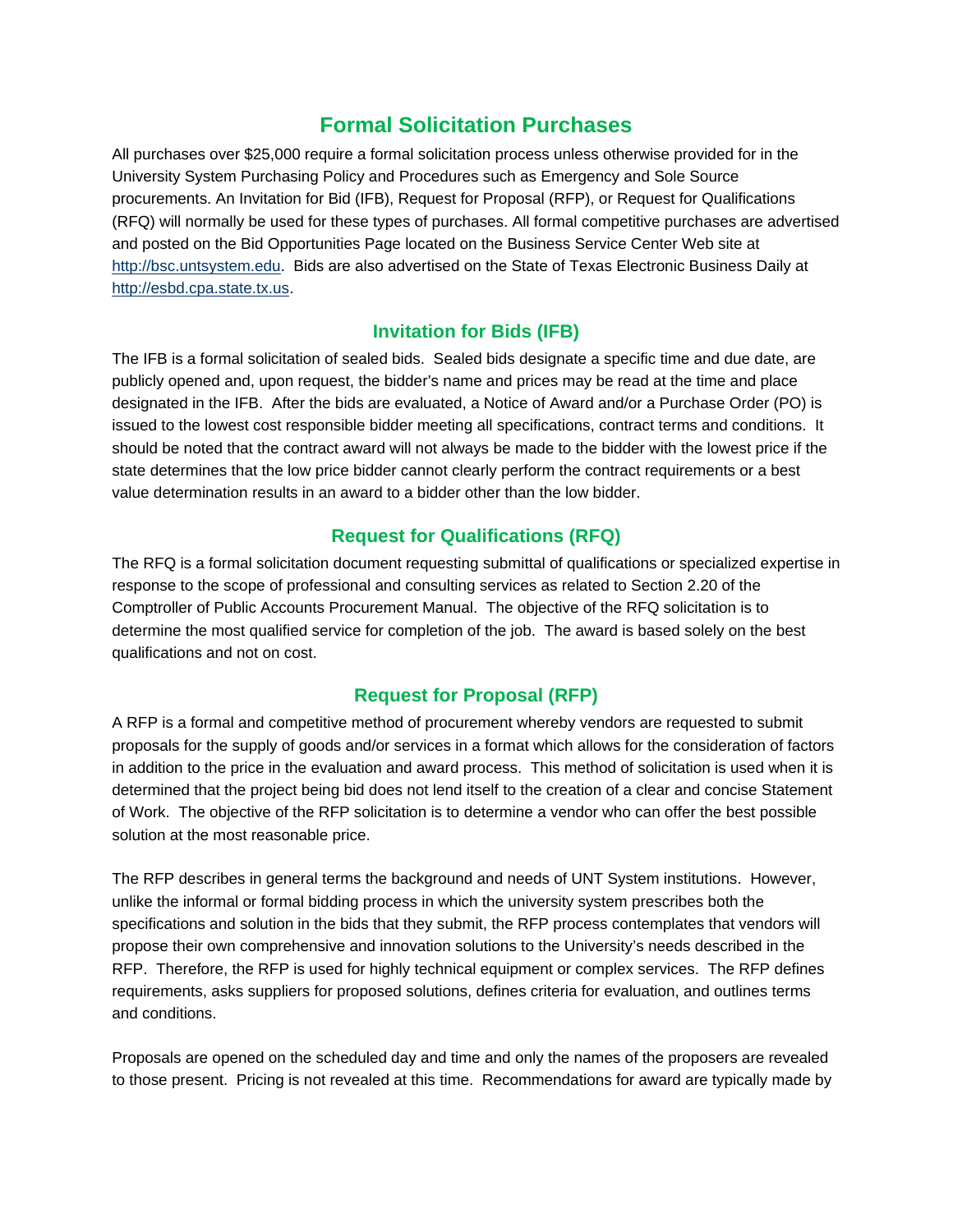# Formal Solicitation Purchases

All purchases over $25,000 require a formal solicitation process unless otherwise provided for in the University System Purchasing Policy and Procedures such as Emergency and Sole Source procurements. An Invitation for Bid (IFB), Request for Proposal (RFP), or Request for Qualifications (RFQ) will normally be used for these types of purchases. All formal competitive purchases are advertised and posted on the Bid Opportunities Page located on the Business Service Center Web site at http://bsc.untsystem.edu. Bids are also advertised on the State of Texas Electronic Business Daily at http://esbd.cpa.state.tx.us.

## Invitation for Bids (IFB)

The IFB is a formal solicitation of sealed bids. Sealed bids designate a specific time and due date, are publicly opened and, upon request, the bidder's name and prices may be read at the time and place designated in the IFB. After the bids are evaluated, a Notice of Award and/or a Purchase Order (PO) is issued to the lowest cost responsible bidder meeting all specifications, contract terms and conditions. It should be noted that the contract award will not always be made to the bidder with the lowest price if the state determines that the low price bidder cannot clearly perform the contract requirements or a best value determination results in an award to a bidder other than the low bidder.

## Request for Qualifications (RFQ)

The RFQ is a formal solicitation document requesting submittal of qualifications or specialized expertise in response to the scope of professional and consulting services as related to Section 2.20 of the Comptroller of Public Accounts Procurement Manual. The objective of the RFQ solicitation is to determine the most qualified service for completion of the job. The award is based solely on the best qualifications and not on cost.

## Request for Proposal (RFP)

A RFP is a formal and competitive method of procurement whereby vendors are requested to submit proposals for the supply of goods and/or services in a format which allows for the consideration of factors in addition to the price in the evaluation and award process. This method of solicitation is used when it is determined that the project being bid does not lend itself to the creation of a clear and concise Statement of Work. The objective of the RFP solicitation is to determine a vendor who can offer the best possible solution at the most reasonable price.

The RFP describes in general terms the background and needs of UNT System institutions. However, unlike the informal or formal bidding process in which the university system prescribes both the specifications and solution in the bids that they submit, the RFP process contemplates that vendors will propose their own comprehensive and innovation solutions to the University's needs described in the RFP. Therefore, the RFP is used for highly technical equipment or complex services. The RFP defines requirements, asks suppliers for proposed solutions, defines criteria for evaluation, and outlines terms and conditions.

Proposals are opened on the scheduled day and time and only the names of the proposers are revealed to those present. Pricing is not revealed at this time. Recommendations for award are typically made by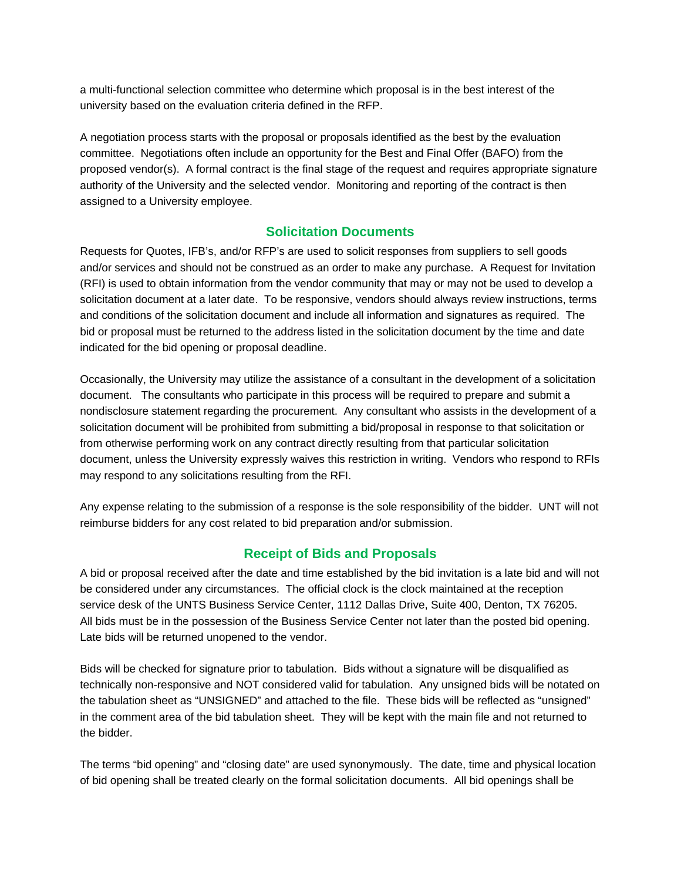a multi-functional selection committee who determine which proposal is in the best interest of the university based on the evaluation criteria defined in the RFP.

A negotiation process starts with the proposal or proposals identified as the best by the evaluation committee. Negotiations often include an opportunity for the Best and Final Offer (BAFO) from the proposed vendor(s). A formal contract is the final stage of the request and requires appropriate signature authority of the University and the selected vendor. Monitoring and reporting of the contract is then assigned to a University employee.

## Solicitation Documents

Requests for Quotes, IFB's, and/or RFP's are used to solicit responses from suppliers to sell goods and/or services and should not be construed as an order to make any purchase. A Request for Invitation (RFI) is used to obtain information from the vendor community that may or may not be used to develop a solicitation document at a later date. To be responsive, vendors should always review instructions, terms and conditions of the solicitation document and include all information and signatures as required. The bid or proposal must be returned to the address listed in the solicitation document by the time and date indicated for the bid opening or proposal deadline.

Occasionally, the University may utilize the assistance of a consultant in the development of a solicitation document. The consultants who participate in this process will be required to prepare and submit a nondisclosure statement regarding the procurement. Any consultant who assists in the development of a solicitation document will be prohibited from submitting a bid/proposal in response to that solicitation or from otherwise performing work on any contract directly resulting from that particular solicitation document, unless the University expressly waives this restriction in writing. Vendors who respond to RFIs may respond to any solicitations resulting from the RFI.

Any expense relating to the submission of a response is the sole responsibility of the bidder. UNT will not reimburse bidders for any cost related to bid preparation and/or submission.

## Receipt of Bids and Proposals

A bid or proposal received after the date and time established by the bid invitation is a late bid and will not be considered under any circumstances. The official clock is the clock maintained at the reception service desk of the UNTS Business Service Center, 1112 Dallas Drive, Suite 400, Denton, TX 76205. All bids must be in the possession of the Business Service Center not later than the posted bid opening. Late bids will be returned unopened to the vendor.

Bids will be checked for signature prior to tabulation. Bids without a signature will be disqualified as technically non-responsive and NOT considered valid for tabulation. Any unsigned bids will be notated on the tabulation sheet as "UNSIGNED" and attached to the file. These bids will be reflected as "unsigned" in the comment area of the bid tabulation sheet. They will be kept with the main file and not returned to the bidder.

The terms "bid opening" and "closing date" are used synonymously. The date, time and physical location of bid opening shall be treated clearly on the formal solicitation documents. All bid openings shall be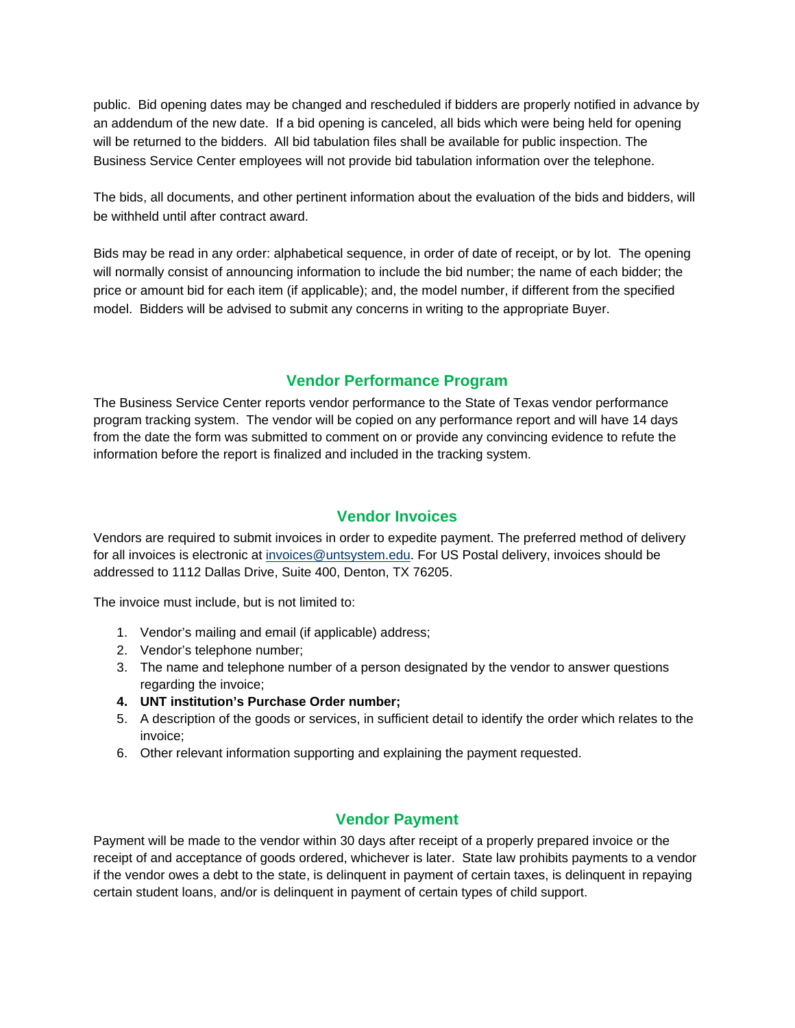public. Bid opening dates may be changed and rescheduled if bidders are properly notified in advance by an addendum of the new date. If a bid opening is canceled, all bids which were being held for opening will be returned to the bidders. All bid tabulation files shall be available for public inspection. The Business Service Center employees will not provide bid tabulation information over the telephone.

The bids, all documents, and other pertinent information about the evaluation of the bids and bidders, will be withheld until after contract award.

Bids may be read in any order: alphabetical sequence, in order of date of receipt, or by lot. The opening will normally consist of announcing information to include the bid number; the name of each bidder; the price or amount bid for each item (if applicable); and, the model number, if different from the specified model. Bidders will be advised to submit any concerns in writing to the appropriate Buyer.

## Vendor Performance Program

The Business Service Center reports vendor performance to the State of Texas vendor performance program tracking system. The vendor will be copied on any performance report and will have 14 days from the date the form was submitted to comment on or provide any convincing evidence to refute the information before the report is finalized and included in the tracking system.

## Vendor Invoices

Vendors are required to submit invoices in order to expedite payment. The preferred method of delivery for all invoices is electronic at invoices@untsystem.edu. For US Postal delivery, invoices should be addressed to 1112 Dallas Drive, Suite 400, Denton, TX 76205.

The invoice must include, but is not limited to:

1. Vendor's mailing and email (if applicable) address;
2. Vendor's telephone number;
3. The name and telephone number of a person designated by the vendor to answer questions regarding the invoice;
4. **UNT institution's Purchase Order number;**
5. A description of the goods or services, in sufficient detail to identify the order which relates to the invoice;
6. Other relevant information supporting and explaining the payment requested.

## Vendor Payment

Payment will be made to the vendor within 30 days after receipt of a properly prepared invoice or the receipt of and acceptance of goods ordered, whichever is later. State law prohibits payments to a vendor if the vendor owes a debt to the state, is delinquent in payment of certain taxes, is delinquent in repaying certain student loans, and/or is delinquent in payment of certain types of child support.